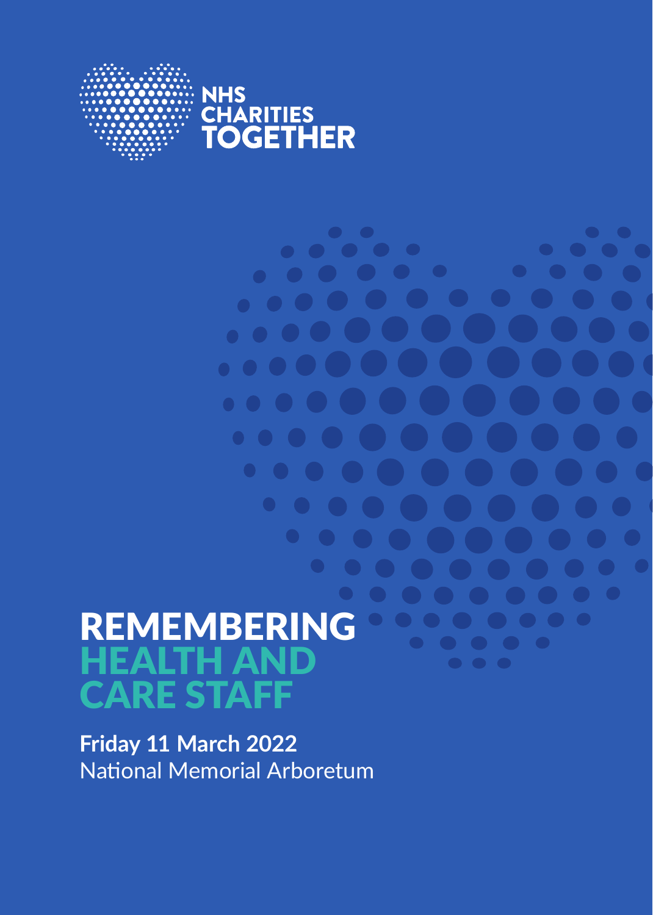NHS CHARITIES TOGETHER

# REMEMBERING HEALTH AND CARE STAFF

**Friday 11 March 2022**
National Memorial Arboretum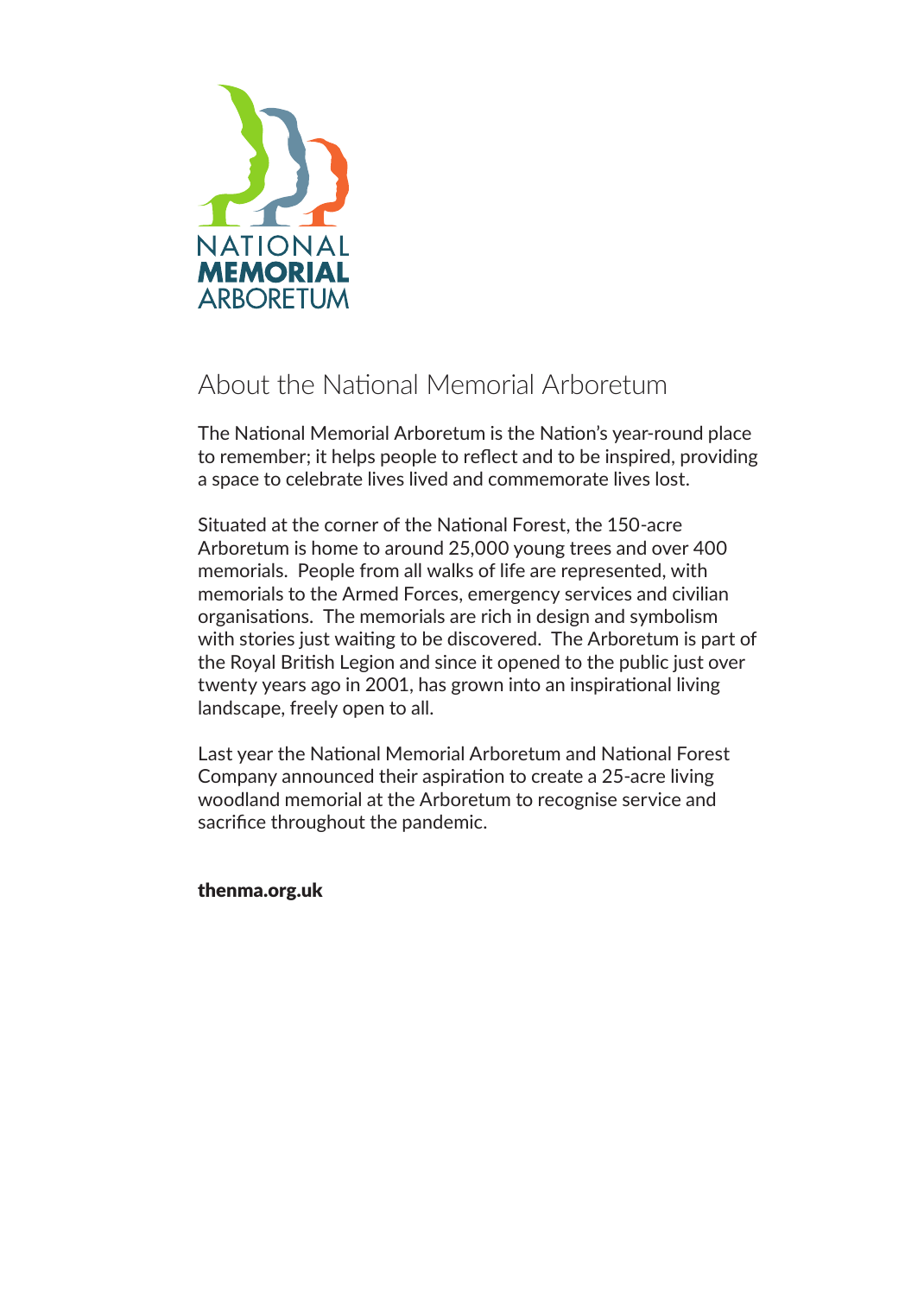NATIONAL
**MEMORIAL**
ARBORETUM

## About the National Memorial Arboretum

The National Memorial Arboretum is the Nation's year-round place to remember; it helps people to reflect and to be inspired, providing a space to celebrate lives lived and commemorate lives lost.

Situated at the corner of the National Forest, the 150-acre Arboretum is home to around 25,000 young trees and over 400 memorials. People from all walks of life are represented, with memorials to the Armed Forces, emergency services and civilian organisations. The memorials are rich in design and symbolism with stories just waiting to be discovered. The Arboretum is part of the Royal British Legion and since it opened to the public just over twenty years ago in 2001, has grown into an inspirational living landscape, freely open to all.

Last year the National Memorial Arboretum and National Forest Company announced their aspiration to create a 25-acre living woodland memorial at the Arboretum to recognise service and sacrifice throughout the pandemic.

**thenma.org.uk**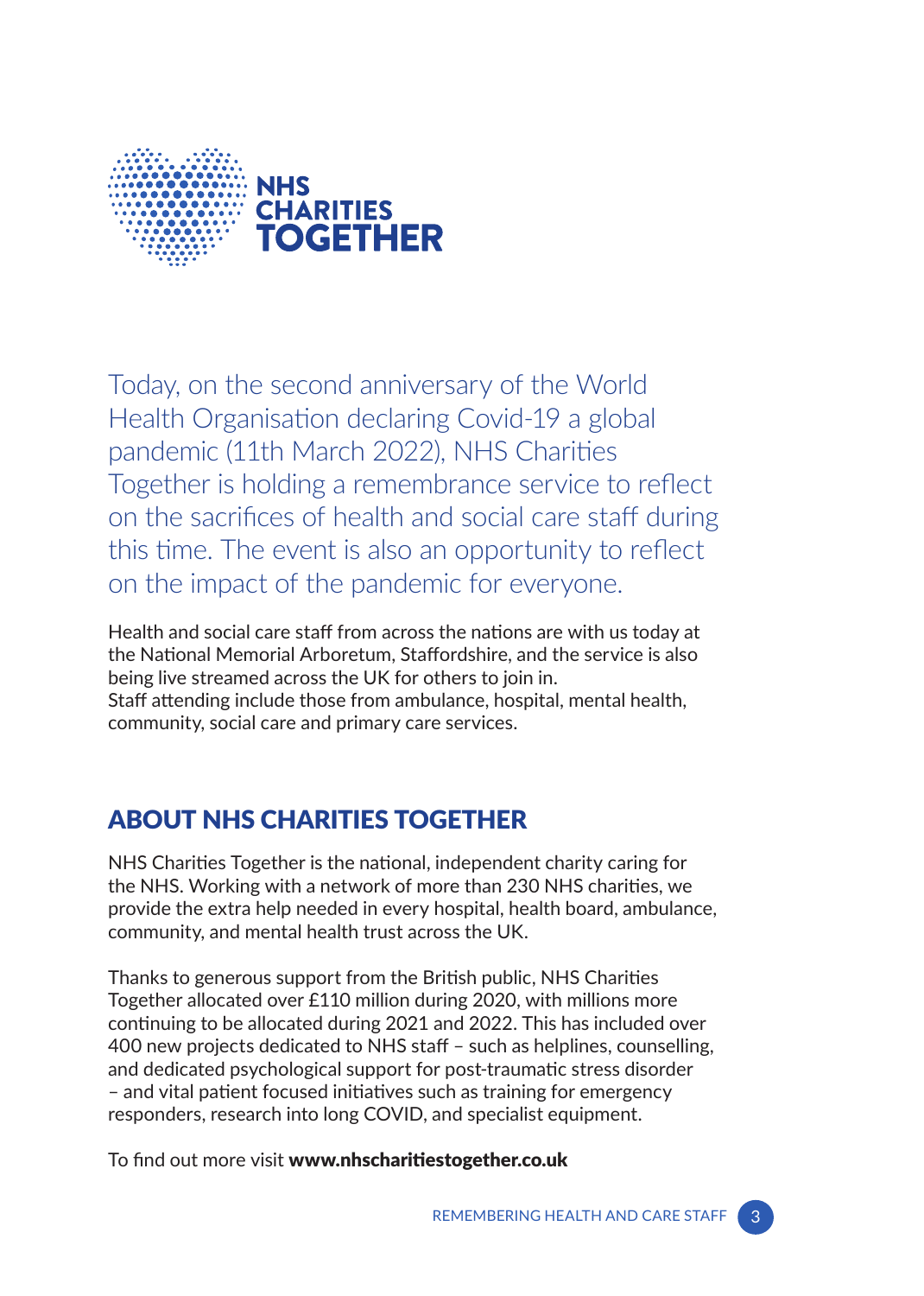NHS CHARITIES TOGETHER

Today, on the second anniversary of the World Health Organisation declaring Covid-19 a global pandemic (11th March 2022), NHS Charities Together is holding a remembrance service to reflect on the sacrifices of health and social care staff during this time. The event is also an opportunity to reflect on the impact of the pandemic for everyone.

Health and social care staff from across the nations are with us today at the National Memorial Arboretum, Staffordshire, and the service is also being live streamed across the UK for others to join in.
Staff attending include those from ambulance, hospital, mental health, community, social care and primary care services.

## ABOUT NHS CHARITIES TOGETHER

NHS Charities Together is the national, independent charity caring for the NHS. Working with a network of more than 230 NHS charities, we provide the extra help needed in every hospital, health board, ambulance, community, and mental health trust across the UK.

Thanks to generous support from the British public, NHS Charities Together allocated over £110 million during 2020, with millions more continuing to be allocated during 2021 and 2022. This has included over 400 new projects dedicated to NHS staff – such as helplines, counselling, and dedicated psychological support for post-traumatic stress disorder – and vital patient focused initiatives such as training for emergency responders, research into long COVID, and specialist equipment.

To find out more visit **www.nhscharitiestogether.co.uk**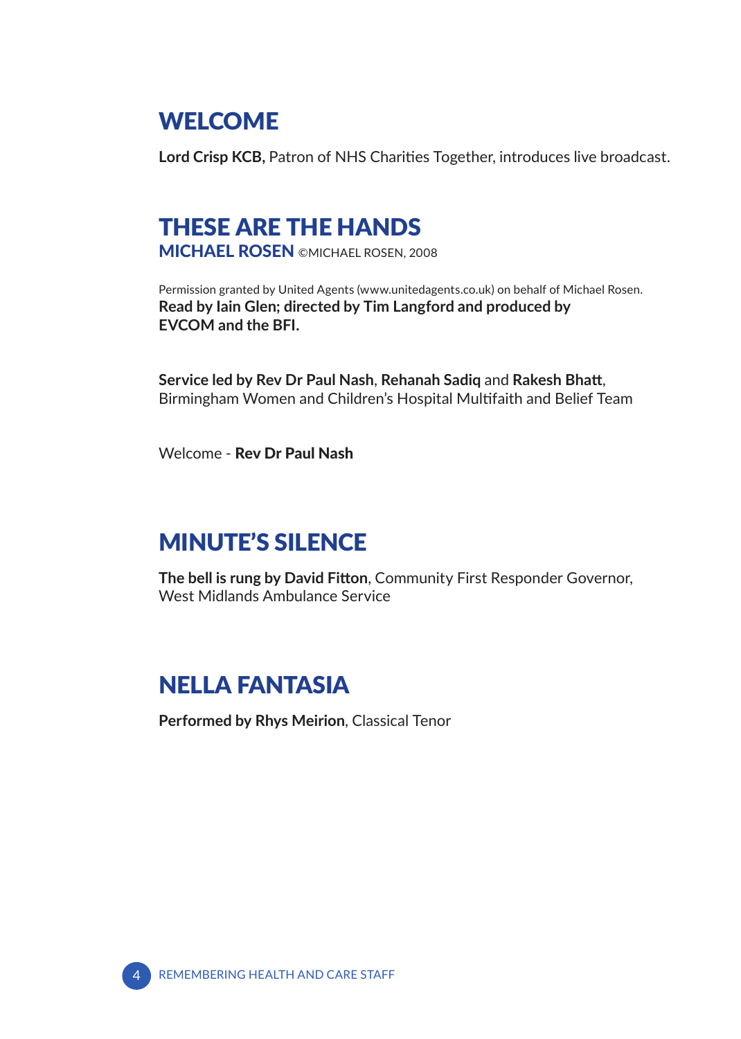## WELCOME

**Lord Crisp KCB,** Patron of NHS Charities Together, introduces live broadcast.

## THESE ARE THE HANDS

**MICHAEL ROSEN** ©MICHAEL ROSEN, 2008

Permission granted by United Agents (www.unitedagents.co.uk) on behalf of Michael Rosen.
**Read by Iain Glen; directed by Tim Langford and produced by EVCOM and the BFI.**

**Service led by Rev Dr Paul Nash**, **Rehanah Sadiq** and **Rakesh Bhatt**, Birmingham Women and Children's Hospital Multifaith and Belief Team

Welcome - **Rev Dr Paul Nash**

## MINUTE'S SILENCE

**The bell is rung by David Fitton**, Community First Responder Governor, West Midlands Ambulance Service

## NELLA FANTASIA

**Performed by Rhys Meirion**, Classical Tenor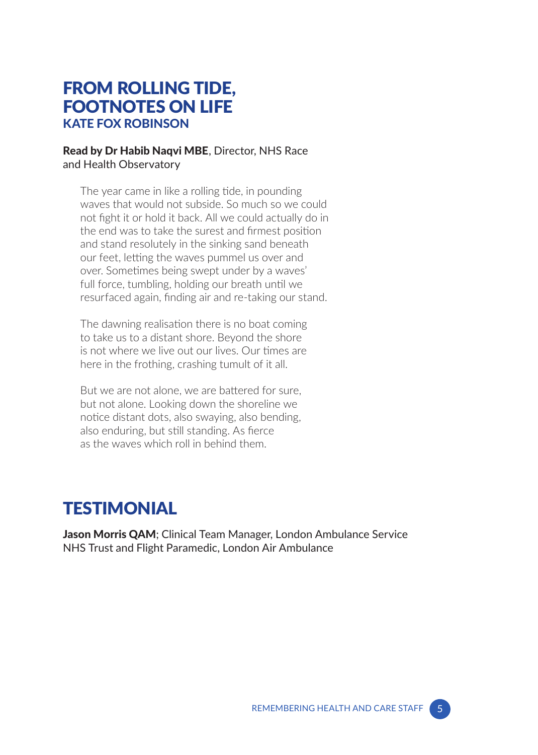# FROM ROLLING TIDE, FOOTNOTES ON LIFE

### KATE FOX ROBINSON

**Read by Dr Habib Naqvi MBE**, Director, NHS Race and Health Observatory

The year came in like a rolling tide, in pounding waves that would not subside. So much so we could not fight it or hold it back. All we could actually do in the end was to take the surest and firmest position and stand resolutely in the sinking sand beneath our feet, letting the waves pummel us over and over. Sometimes being swept under by a waves' full force, tumbling, holding our breath until we resurfaced again, finding air and re-taking our stand.

The dawning realisation there is no boat coming to take us to a distant shore. Beyond the shore is not where we live out our lives. Our times are here in the frothing, crashing tumult of it all.

But we are not alone, we are battered for sure, but not alone. Looking down the shoreline we notice distant dots, also swaying, also bending, also enduring, but still standing. As fierce as the waves which roll in behind them.

# TESTIMONIAL

**Jason Morris QAM**; Clinical Team Manager, London Ambulance Service NHS Trust and Flight Paramedic, London Air Ambulance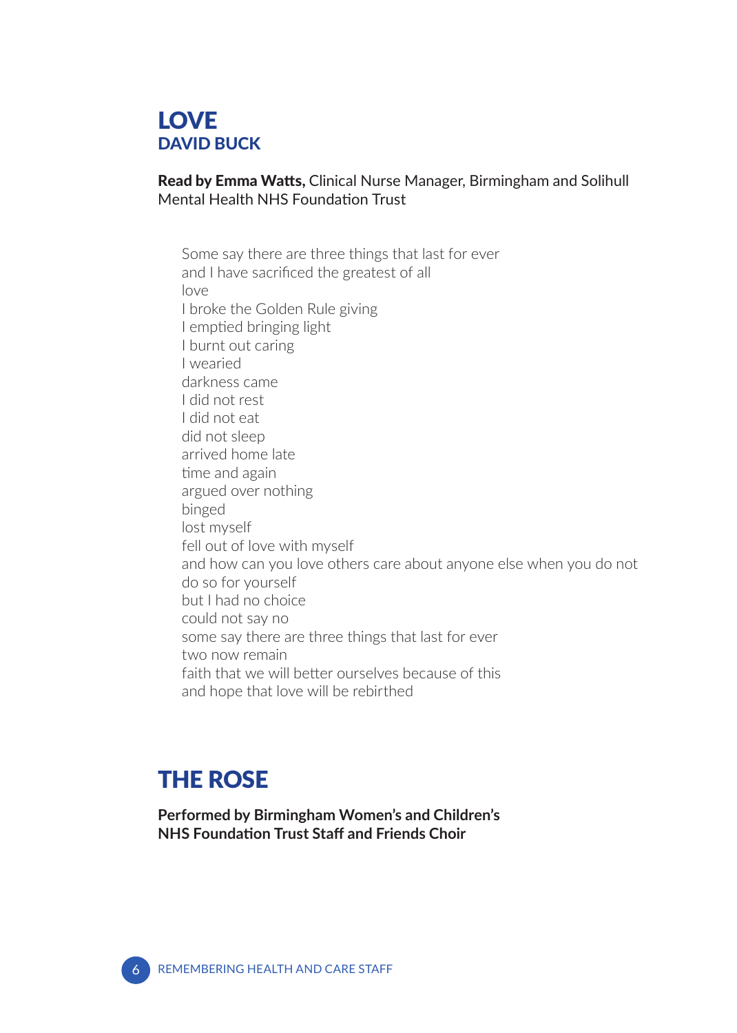# LOVE
## DAVID BUCK

**Read by Emma Watts,** Clinical Nurse Manager, Birmingham and Solihull Mental Health NHS Foundation Trust

Some say there are three things that last for ever
and I have sacrificed the greatest of all
love
I broke the Golden Rule giving
I emptied bringing light
I burnt out caring
I wearied
darkness came
I did not rest
I did not eat
did not sleep
arrived home late
time and again
argued over nothing
binged
lost myself
fell out of love with myself
and how can you love others care about anyone else when you do not do so for yourself
but I had no choice
could not say no
some say there are three things that last for ever
two now remain
faith that we will better ourselves because of this
and hope that love will be rebirthed

# THE ROSE

**Performed by Birmingham Women's and Children's NHS Foundation Trust Staff and Friends Choir**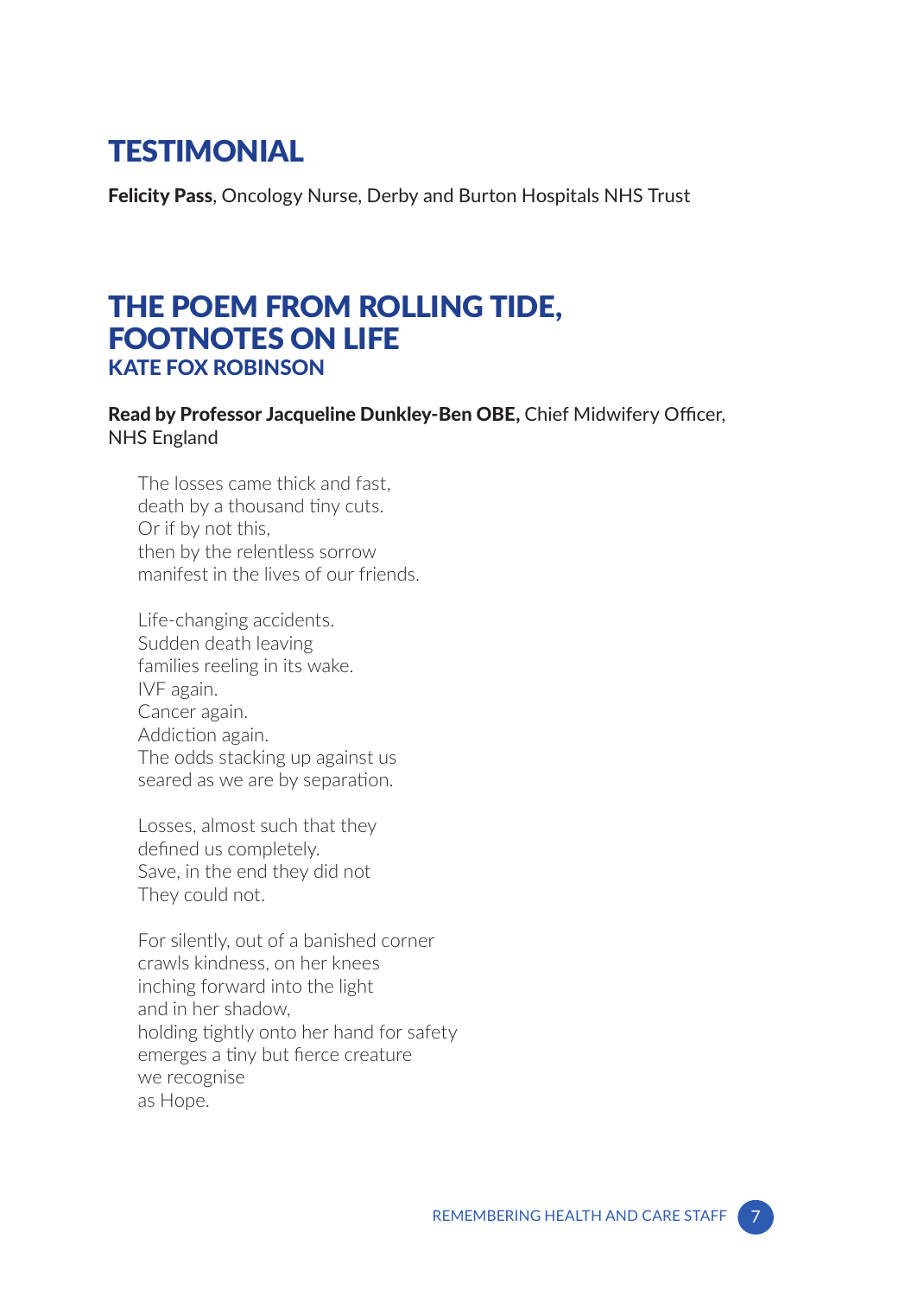## TESTIMONIAL

**Felicity Pass**, Oncology Nurse, Derby and Burton Hospitals NHS Trust

## THE POEM FROM ROLLING TIDE, FOOTNOTES ON LIFE

### KATE FOX ROBINSON

**Read by Professor Jacqueline Dunkley-Ben OBE,** Chief Midwifery Officer, NHS England

The losses came thick and fast,
death by a thousand tiny cuts.
Or if by not this,
then by the relentless sorrow
manifest in the lives of our friends.

Life-changing accidents.
Sudden death leaving
families reeling in its wake.
IVF again.
Cancer again.
Addiction again.
The odds stacking up against us
seared as we are by separation.

Losses, almost such that they
defined us completely.
Save, in the end they did not
They could not.

For silently, out of a banished corner
crawls kindness, on her knees
inching forward into the light
and in her shadow,
holding tightly onto her hand for safety
emerges a tiny but fierce creature
we recognise
as Hope.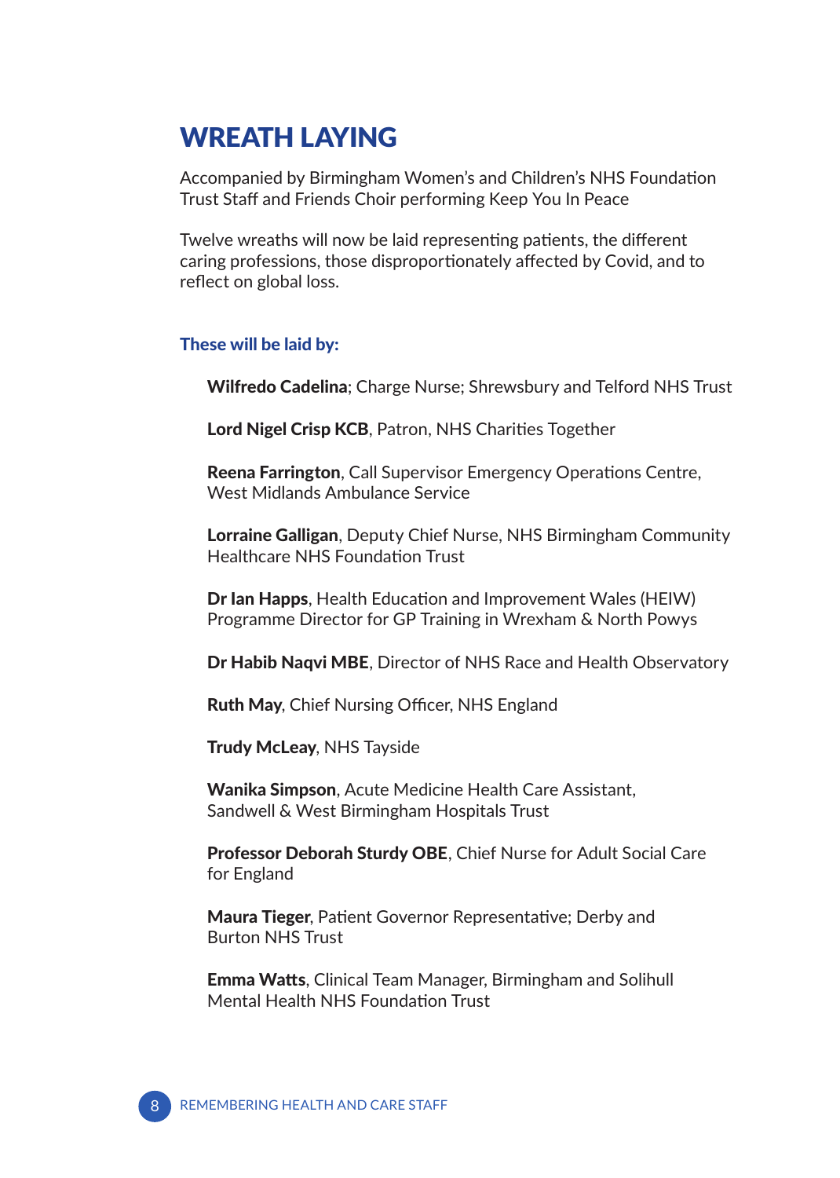# WREATH LAYING

Accompanied by Birmingham Women's and Children's NHS Foundation Trust Staff and Friends Choir performing Keep You In Peace

Twelve wreaths will now be laid representing patients, the different caring professions, those disproportionately affected by Covid, and to reflect on global loss.

### These will be laid by:

**Wilfredo Cadelina**; Charge Nurse; Shrewsbury and Telford NHS Trust

**Lord Nigel Crisp KCB**, Patron, NHS Charities Together

**Reena Farrington**, Call Supervisor Emergency Operations Centre, West Midlands Ambulance Service

**Lorraine Galligan**, Deputy Chief Nurse, NHS Birmingham Community Healthcare NHS Foundation Trust

**Dr Ian Happs**, Health Education and Improvement Wales (HEIW) Programme Director for GP Training in Wrexham & North Powys

**Dr Habib Naqvi MBE**, Director of NHS Race and Health Observatory

**Ruth May**, Chief Nursing Officer, NHS England

**Trudy McLeay**, NHS Tayside

**Wanika Simpson**, Acute Medicine Health Care Assistant, Sandwell & West Birmingham Hospitals Trust

**Professor Deborah Sturdy OBE**, Chief Nurse for Adult Social Care for England

**Maura Tieger**, Patient Governor Representative; Derby and Burton NHS Trust

**Emma Watts**, Clinical Team Manager, Birmingham and Solihull Mental Health NHS Foundation Trust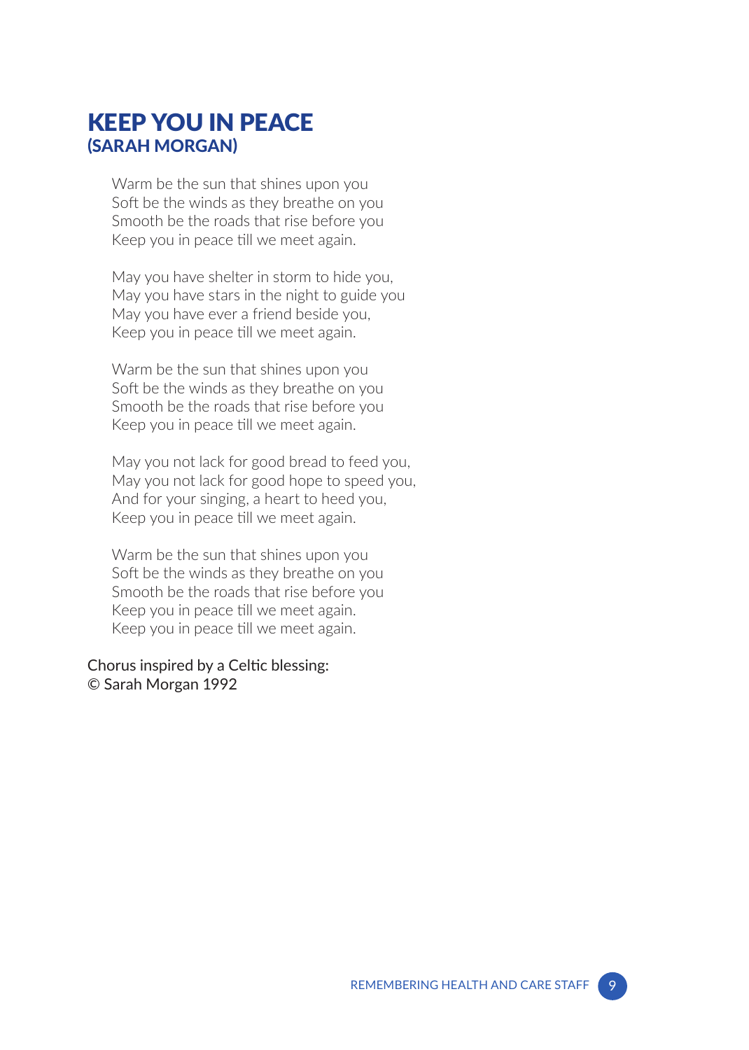# KEEP YOU IN PEACE
## (SARAH MORGAN)

Warm be the sun that shines upon you
Soft be the winds as they breathe on you
Smooth be the roads that rise before you
Keep you in peace till we meet again.

May you have shelter in storm to hide you,
May you have stars in the night to guide you
May you have ever a friend beside you,
Keep you in peace till we meet again.

Warm be the sun that shines upon you
Soft be the winds as they breathe on you
Smooth be the roads that rise before you
Keep you in peace till we meet again.

May you not lack for good bread to feed you,
May you not lack for good hope to speed you,
And for your singing, a heart to heed you,
Keep you in peace till we meet again.

Warm be the sun that shines upon you
Soft be the winds as they breathe on you
Smooth be the roads that rise before you
Keep you in peace till we meet again.
Keep you in peace till we meet again.

Chorus inspired by a Celtic blessing:
© Sarah Morgan 1992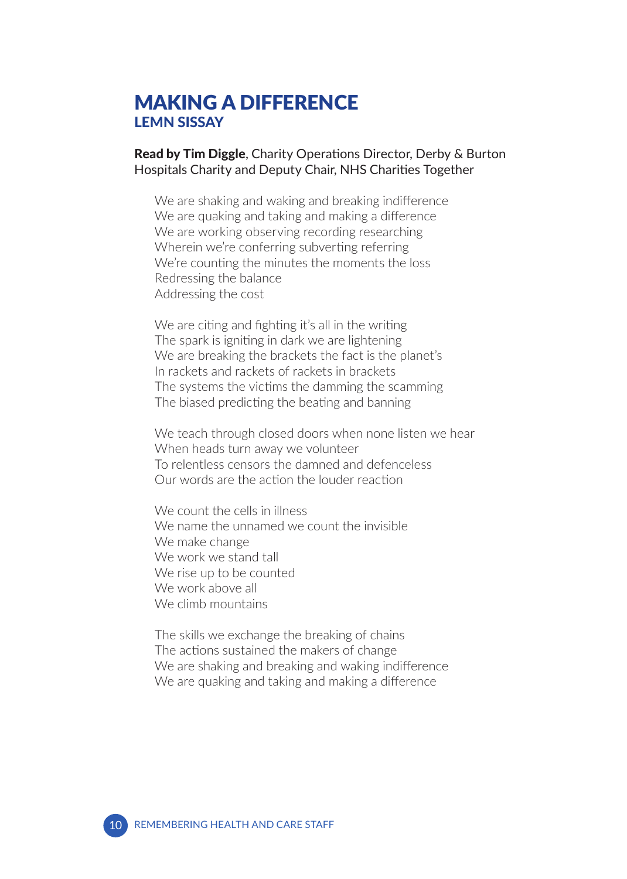# MAKING A DIFFERENCE

## LEMN SISSAY

**Read by Tim Diggle**, Charity Operations Director, Derby & Burton Hospitals Charity and Deputy Chair, NHS Charities Together

We are shaking and waking and breaking indifference
We are quaking and taking and making a difference
We are working observing recording researching
Wherein we're conferring subverting referring
We're counting the minutes the moments the loss
Redressing the balance
Addressing the cost

We are citing and fighting it's all in the writing
The spark is igniting in dark we are lightening
We are breaking the brackets the fact is the planet's
In rackets and rackets of rackets in brackets
The systems the victims the damming the scamming
The biased predicting the beating and banning

We teach through closed doors when none listen we hear
When heads turn away we volunteer
To relentless censors the damned and defenceless
Our words are the action the louder reaction

We count the cells in illness
We name the unnamed we count the invisible
We make change
We work we stand tall
We rise up to be counted
We work above all
We climb mountains

The skills we exchange the breaking of chains
The actions sustained the makers of change
We are shaking and breaking and waking indifference
We are quaking and taking and making a difference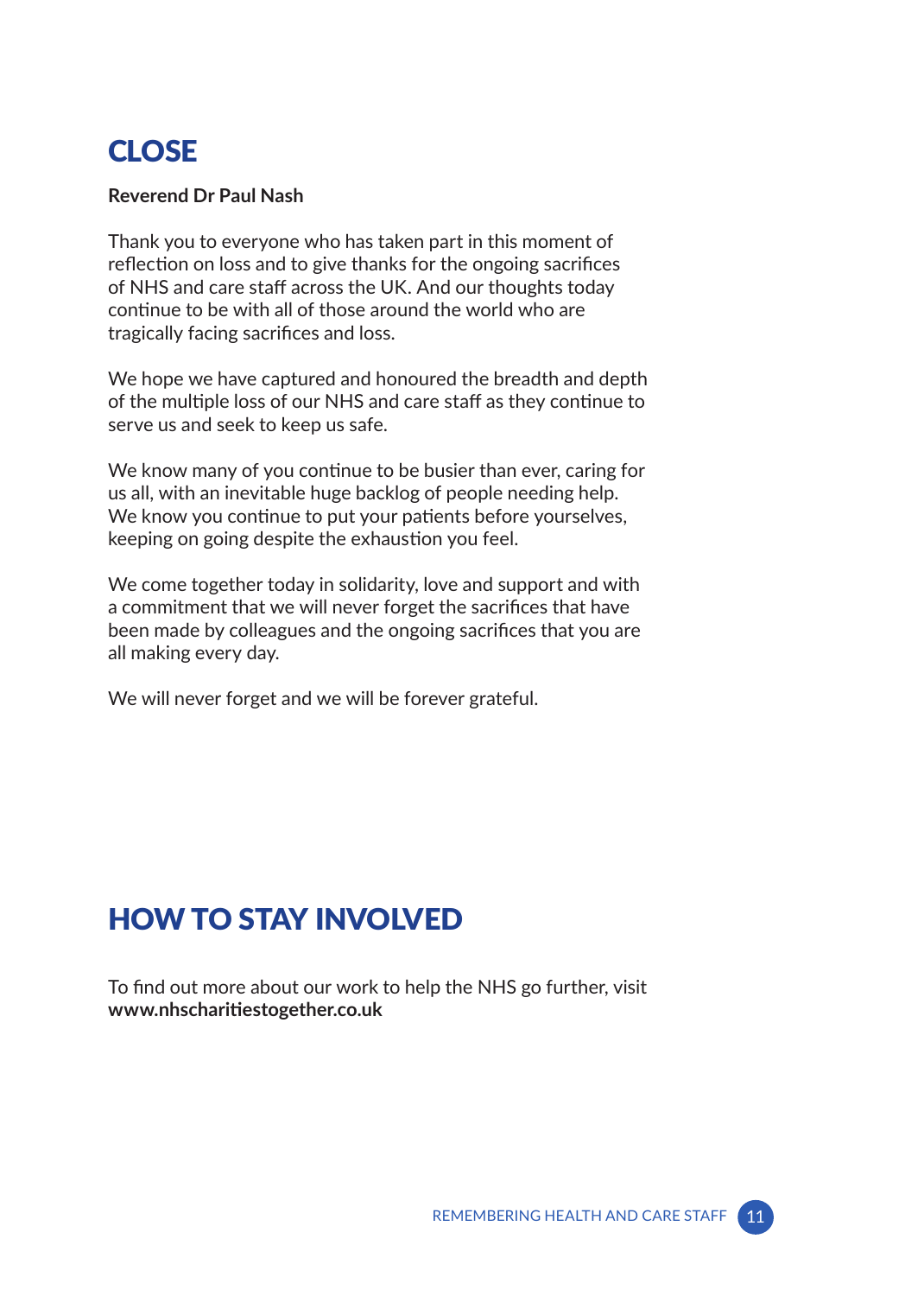# CLOSE

**Reverend Dr Paul Nash**

Thank you to everyone who has taken part in this moment of reflection on loss and to give thanks for the ongoing sacrifices of NHS and care staff across the UK. And our thoughts today continue to be with all of those around the world who are tragically facing sacrifices and loss.

We hope we have captured and honoured the breadth and depth of the multiple loss of our NHS and care staff as they continue to serve us and seek to keep us safe.

We know many of you continue to be busier than ever, caring for us all, with an inevitable huge backlog of people needing help. We know you continue to put your patients before yourselves, keeping on going despite the exhaustion you feel.

We come together today in solidarity, love and support and with a commitment that we will never forget the sacrifices that have been made by colleagues and the ongoing sacrifices that you are all making every day.

We will never forget and we will be forever grateful.

# HOW TO STAY INVOLVED

To find out more about our work to help the NHS go further, visit **www.nhscharitiestogether.co.uk**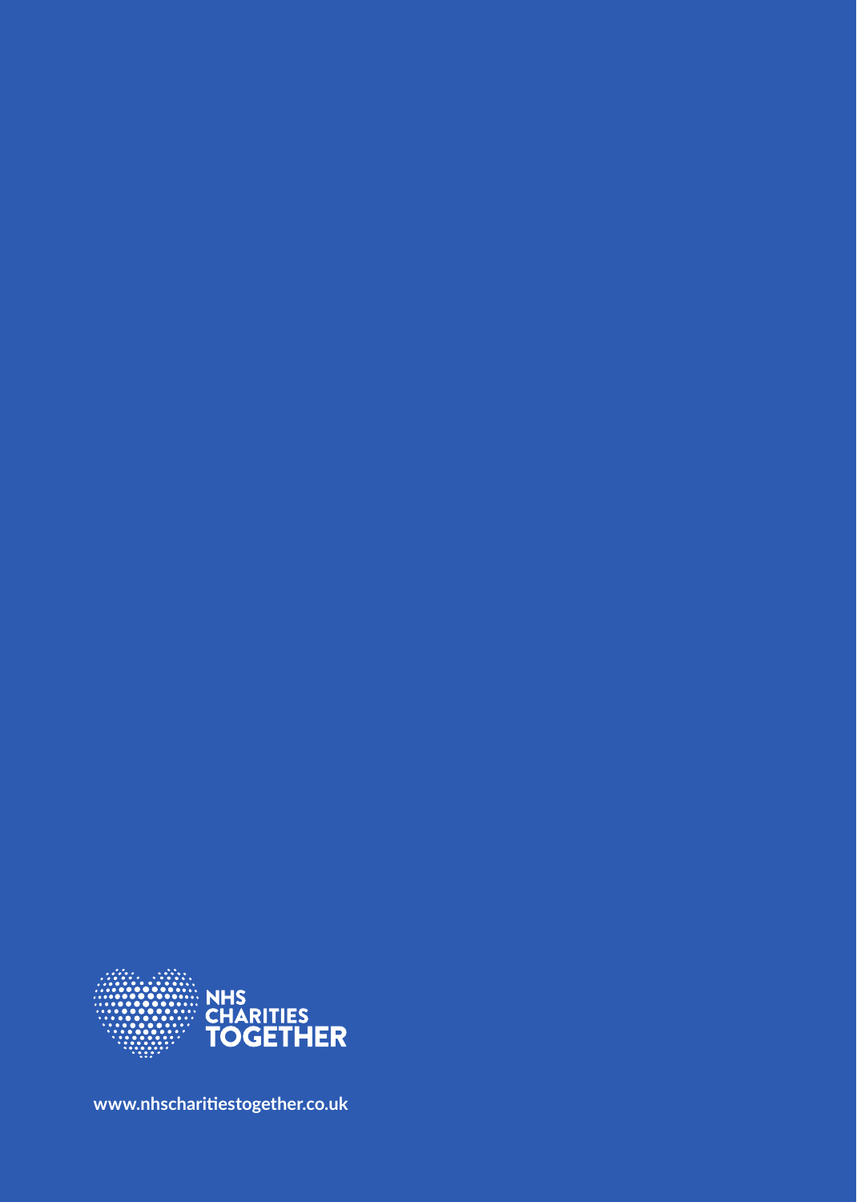NHS CHARITIES TOGETHER

www.nhscharitiestogether.co.uk